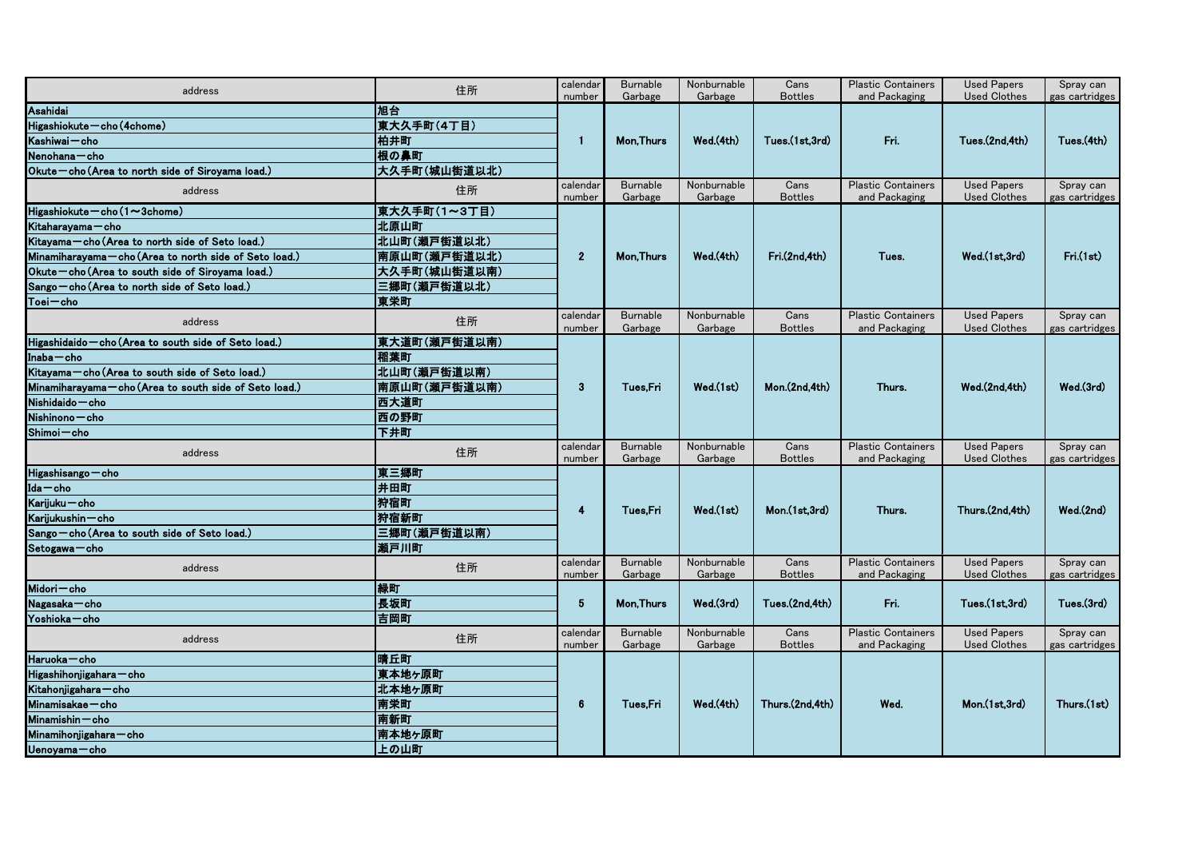| address | 住所 | calendar number | Burnable Garbage | Nonburnable Garbage | Cans Bottles | Plastic Containers and Packaging | Used Papers Used Clothes | Spray can gas cartridges |
|---|---|---|---|---|---|---|---|---|
| Asahidai | 旭台 | 1 | Mon,Thurs | Wed.(4th) | Tues.(1st,3rd) | Fri. | Tues.(2nd,4th) | Tues.(4th) |
| Higashiokute－cho(4chome) | 東大久手町(4丁目) | | | | | | | |
| Kashiwai－cho | 柏井町 | | | | | | | |
| Nenohana－cho | 根の鼻町 | | | | | | | |
| Okute－cho(Area to north side of Siroyama load.) | 大久手町(城山街道以北) | | | | | | | |
| **address** | **住所** | **calendar number** | **Burnable Garbage** | **Nonburnable Garbage** | **Cans Bottles** | **Plastic Containers and Packaging** | **Used Papers Used Clothes** | **Spray can gas cartridges** |
| Higashiokute－cho(1～3chome) | 東大久手町(1～3丁目) | 2 | Mon,Thurs | Wed.(4th) | Fri.(2nd,4th) | Tues. | Wed.(1st,3rd) | Fri.(1st) |
| Kitaharayama－cho | 北原山町 | | | | | | | |
| Kitayama－cho(Area to north side of Seto load.) | 北山町(瀬戸街道以北) | | | | | | | |
| Minamiharayama－cho(Area to north side of Seto load.) | 南原山町(瀬戸街道以北) | | | | | | | |
| Okute－cho(Area to south side of Siroyama load.) | 大久手町(城山街道以南) | | | | | | | |
| Sango－cho(Area to north side of Seto load.) | 三郷町(瀬戸街道以北) | | | | | | | |
| Toei－cho | 東栄町 | | | | | | | |
| **address** | **住所** | **calendar number** | **Burnable Garbage** | **Nonburnable Garbage** | **Cans Bottles** | **Plastic Containers and Packaging** | **Used Papers Used Clothes** | **Spray can gas cartridges** |
| Higashidaido－cho(Area to south side of Seto load.) | 東大道町(瀬戸街道以南) | 3 | Tues,Fri | Wed.(1st) | Mon.(2nd,4th) | Thurs. | Wed.(2nd,4th) | Wed.(3rd) |
| Inaba－cho | 稲葉町 | | | | | | | |
| Kitayama－cho(Area to south side of Seto load.) | 北山町(瀬戸街道以南) | | | | | | | |
| Minamiharayama－cho(Area to south side of Seto load.) | 南原山町(瀬戸街道以南) | | | | | | | |
| Nishidaido－cho | 西大道町 | | | | | | | |
| Nishinono－cho | 西の野町 | | | | | | | |
| Shimoi－cho | 下井町 | | | | | | | |
| **address** | **住所** | **calendar number** | **Burnable Garbage** | **Nonburnable Garbage** | **Cans Bottles** | **Plastic Containers and Packaging** | **Used Papers Used Clothes** | **Spray can gas cartridges** |
| Higashisango－cho | 東三郷町 | 4 | Tues,Fri | Wed.(1st) | Mon.(1st,3rd) | Thurs. | Thurs.(2nd,4th) | Wed.(2nd) |
| Ida－cho | 井田町 | | | | | | | |
| Karijuku－cho | 狩宿町 | | | | | | | |
| Karijukushin－cho | 狩宿新町 | | | | | | | |
| Sango－cho(Area to south side of Seto load.) | 三郷町(瀬戸街道以南) | | | | | | | |
| Setogawa－cho | 瀬戸川町 | | | | | | | |
| **address** | **住所** | **calendar number** | **Burnable Garbage** | **Nonburnable Garbage** | **Cans Bottles** | **Plastic Containers and Packaging** | **Used Papers Used Clothes** | **Spray can gas cartridges** |
| Midori－cho | 緑町 | 5 | Mon,Thurs | Wed.(3rd) | Tues.(2nd,4th) | Fri. | Tues.(1st,3rd) | Tues.(3rd) |
| Nagasaka－cho | 長坂町 | | | | | | | |
| Yoshioka－cho | 吉岡町 | | | | | | | |
| **address** | **住所** | **calendar number** | **Burnable Garbage** | **Nonburnable Garbage** | **Cans Bottles** | **Plastic Containers and Packaging** | **Used Papers Used Clothes** | **Spray can gas cartridges** |
| Haruoka－cho | 晴丘町 | 6 | Tues,Fri | Wed.(4th) | Thurs.(2nd,4th) | Wed. | Mon.(1st,3rd) | Thurs.(1st) |
| Higashihonjigahara－cho | 東本地ヶ原町 | | | | | | | |
| Kitahonjigahara－cho | 北本地ヶ原町 | | | | | | | |
| Minamisakae－cho | 南栄町 | | | | | | | |
| Minamishin－cho | 南新町 | | | | | | | |
| Minamihonjigahara－cho | 南本地ヶ原町 | | | | | | | |
| Uenoyama－cho | 上の山町 | | | | | | | |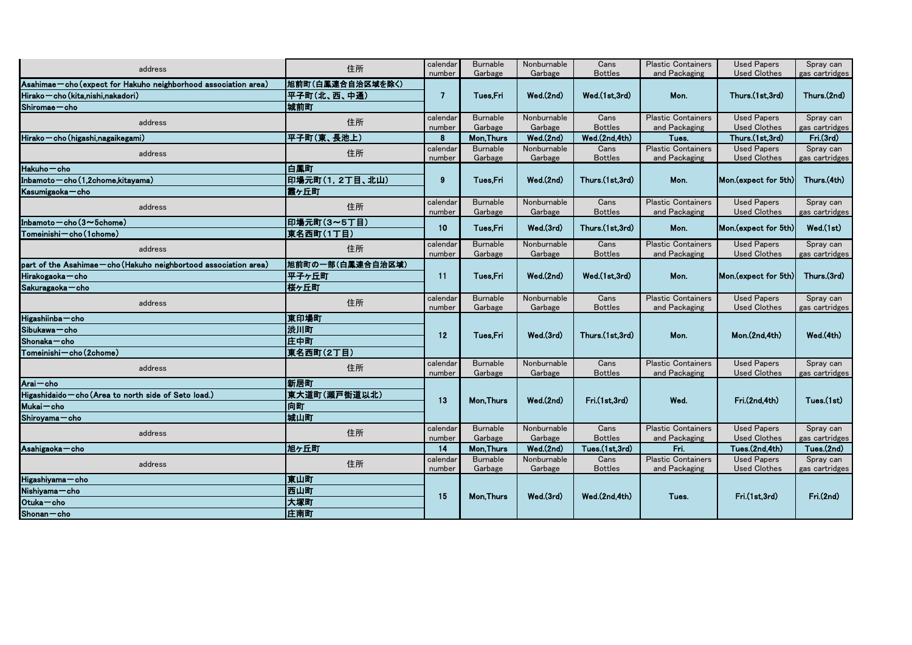| address | 住所 | calendar number | Burnable Garbage | Nonburnable Garbage | Cans Bottles | Plastic Containers and Packaging | Used Papers Used Clothes | Spray can gas cartridges |
|---|---|---|---|---|---|---|---|---|
| Asahimae－cho(expect for Hakuho neighborhood association area) | 旭前町(白鳳連合自治区域を除く) | 7 | Tues,Fri | Wed.(2nd) | Wed.(1st,3rd) | Mon. | Thurs.(1st,3rd) | Thurs.(2nd) |
| Hirako－cho(kita,nishi,nakadori) | 平子町(北、西、中通) | | | | | | | |
| Shiromae－cho | 城前町 | | | | | | | |
| address | 住所 | calendar number | Burnable Garbage | Nonburnable Garbage | Cans Bottles | Plastic Containers and Packaging | Used Papers Used Clothes | Spray can gas cartridges |
| Hirako－cho(higashi,nagaikegami) | 平子町(東、長池上) | 8 | Mon,Thurs | Wed.(2nd) | Wed.(2nd,4th) | Tues. | Thurs.(1st,3rd) | Fri.(3rd) |
| address | 住所 | calendar number | Burnable Garbage | Nonburnable Garbage | Cans Bottles | Plastic Containers and Packaging | Used Papers Used Clothes | Spray can gas cartridges |
| Hakuho－cho | 白鳳町 | 9 | Tues,Fri | Wed.(2nd) | Thurs.(1st,3rd) | Mon. | Mon.(expect for 5th) | Thurs.(4th) |
| Inbamoto－cho(1,2chome,kitayama) | 印場元町(1，2丁目、北山) | | | | | | | |
| Kasumigaoka－cho | 霞ヶ丘町 | | | | | | | |
| address | 住所 | calendar number | Burnable Garbage | Nonburnable Garbage | Cans Bottles | Plastic Containers and Packaging | Used Papers Used Clothes | Spray can gas cartridges |
| Inbamoto－cho(3～5chome) | 印場元町(3～5丁目) | 10 | Tues,Fri | Wed.(3rd) | Thurs.(1st,3rd) | Mon. | Mon.(expect for 5th) | Wed.(1st) |
| Tomeinishi－cho(1chome) | 東名西町(1丁目) | | | | | | | |
| address | 住所 | calendar number | Burnable Garbage | Nonburnable Garbage | Cans Bottles | Plastic Containers and Packaging | Used Papers Used Clothes | Spray can gas cartridges |
| part of the Asahimae－cho(Hakuho neighbortood association area) | 旭前町の一部(白鳳連合自治区域) | 11 | Tues,Fri | Wed.(2nd) | Wed.(1st,3rd) | Mon. | Mon.(expect for 5th) | Thurs.(3rd) |
| Hirakogaoka－cho | 平子ケ丘町 | | | | | | | |
| Sakuragaoka－cho | 桜ケ丘町 | | | | | | | |
| address | 住所 | calendar number | Burnable Garbage | Nonburnable Garbage | Cans Bottles | Plastic Containers and Packaging | Used Papers Used Clothes | Spray can gas cartridges |
| Higashiinba－cho | 東印場町 | 12 | Tues,Fri | Wed.(3rd) | Thurs.(1st,3rd) | Mon. | Mon.(2nd,4th) | Wed.(4th) |
| Sibukawa－cho | 渋川町 | | | | | | | |
| Shonaka－cho | 庄中町 | | | | | | | |
| Tomeinishi－cho(2chome) | 東名西町(2丁目) | | | | | | | |
| address | 住所 | calendar number | Burnable Garbage | Nonburnable Garbage | Cans Bottles | Plastic Containers and Packaging | Used Papers Used Clothes | Spray can gas cartridges |
| Arai－cho | 新居町 | 13 | Mon,Thurs | Wed.(2nd) | Fri.(1st,3rd) | Wed. | Fri.(2nd,4th) | Tues.(1st) |
| Higashidaido－cho(Area to north side of Seto load.) | 東大道町(瀬戸街道以北) | | | | | | | |
| Mukai－cho | 向町 | | | | | | | |
| Shiroyama－cho | 城山町 | | | | | | | |
| address | 住所 | calendar number | Burnable Garbage | Nonburnable Garbage | Cans Bottles | Plastic Containers and Packaging | Used Papers Used Clothes | Spray can gas cartridges |
| Asahigaoka－cho | 旭ケ丘町 | 14 | Mon,Thurs | Wed.(2nd) | Tues.(1st,3rd) | Fri. | Tues.(2nd,4th) | Tues.(2nd) |
| address | 住所 | calendar number | Burnable Garbage | Nonburnable Garbage | Cans Bottles | Plastic Containers and Packaging | Used Papers Used Clothes | Spray can gas cartridges |
| Higashiyama－cho | 東山町 | 15 | Mon,Thurs | Wed.(3rd) | Wed.(2nd,4th) | Tues. | Fri.(1st,3rd) | Fri.(2nd) |
| Nishiyama－cho | 西山町 | | | | | | | |
| Otuka－cho | 大塚町 | | | | | | | |
| Shonan－cho | 庄南町 | | | | | | | |